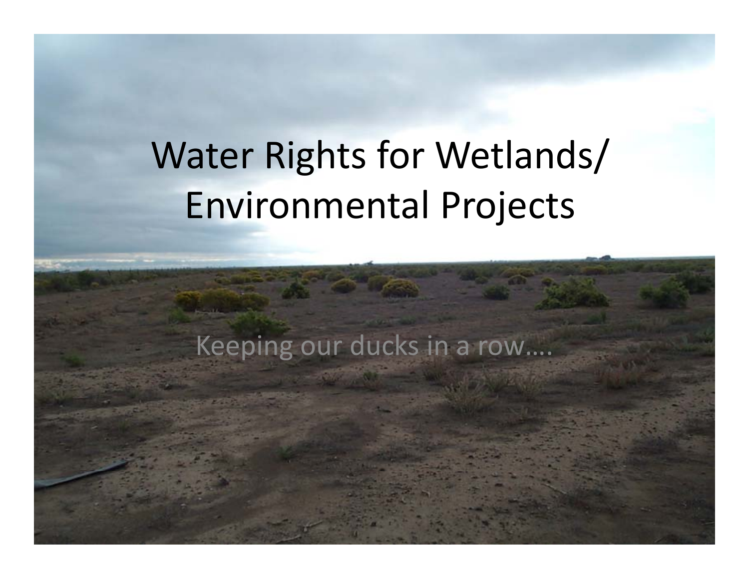# Water Rights for Wetlands/ Environmental Projects

Keeping our ducks in a row….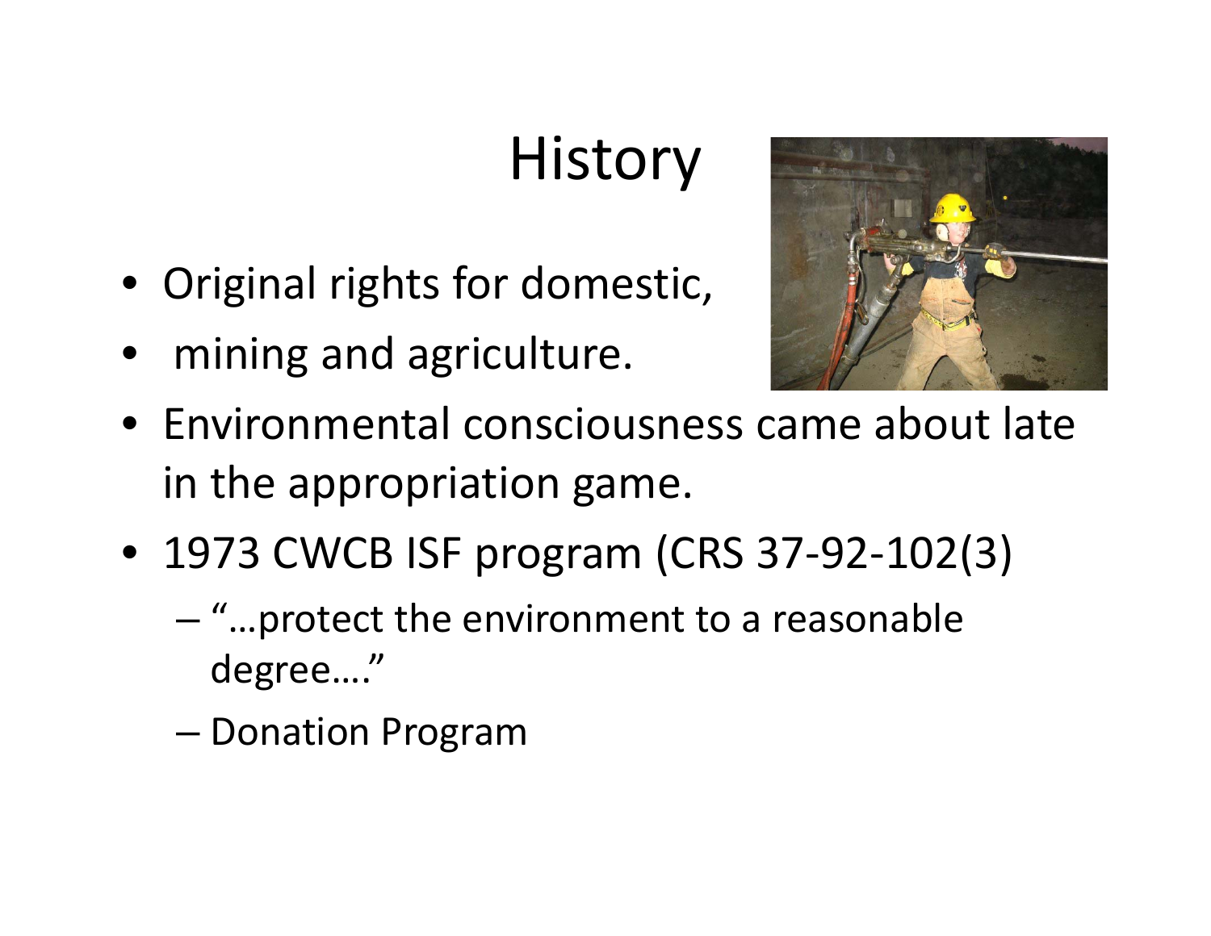# History

- Original rights for domestic,
- mining and agriculture.
- Environmental consciousness came about late in the appropriation game.
- 1973 CWCB ISF program (CRS 37-92-102(3)
  - "…protect the environment to a reasonable degree…."
  - Donation Program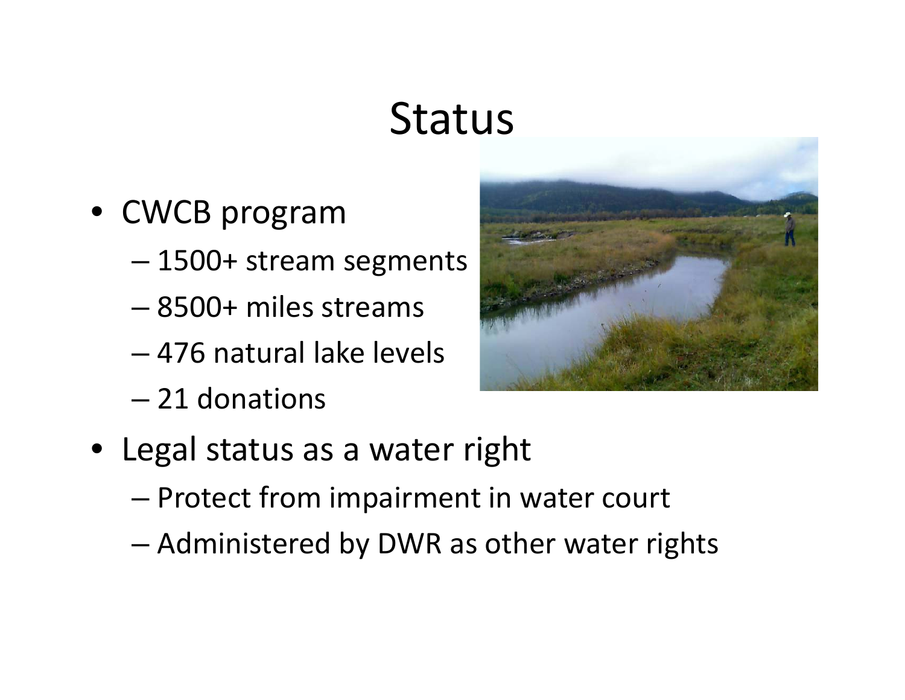# Status

- CWCB program
  - 1500+ stream segments
  - 8500+ miles streams
  - 476 natural lake levels
  - 21 donations
- Legal status as a water right
  - Protect from impairment in water court
  - Administered by DWR as other water rights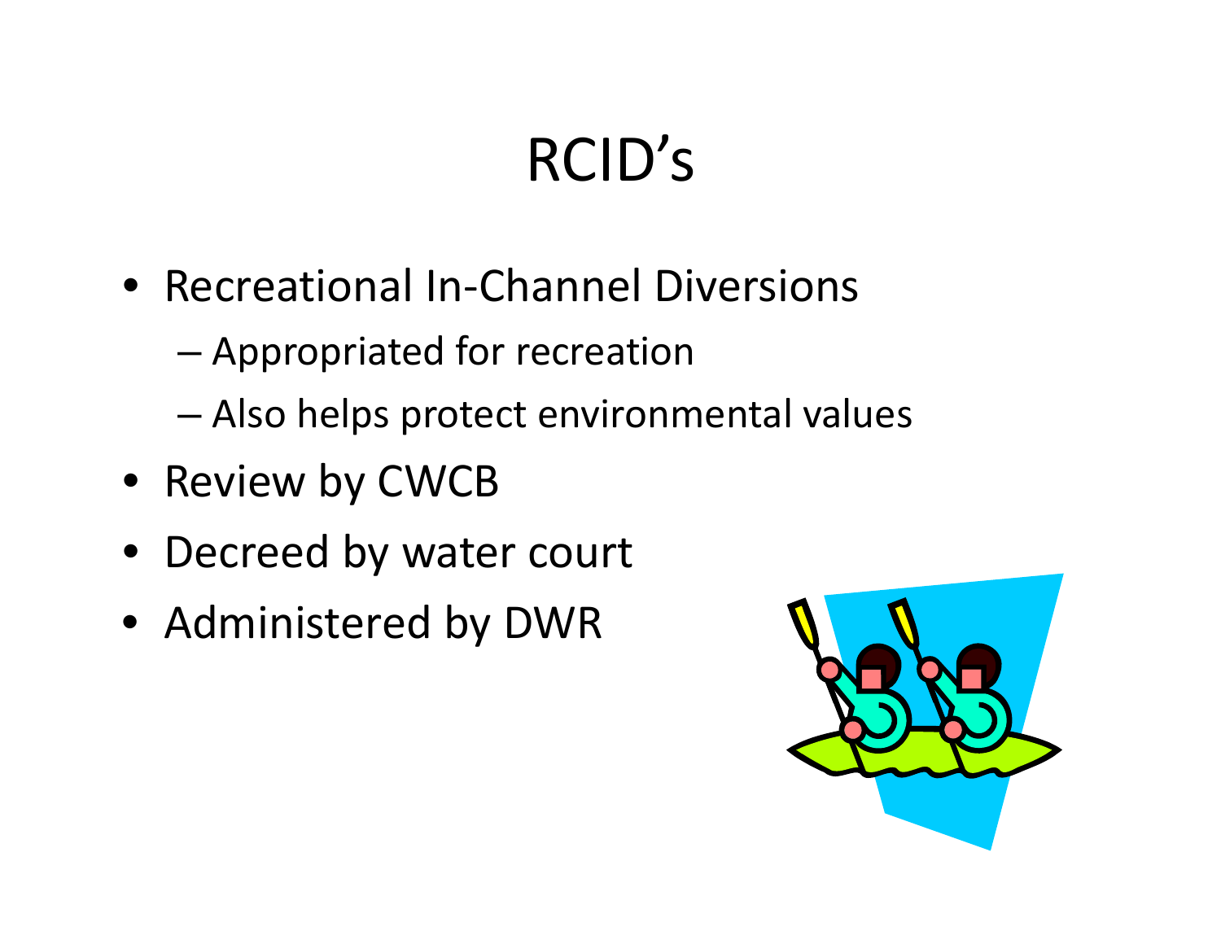# RCID’s

- Recreational In-Channel Diversions
  - Appropriated for recreation
  - Also helps protect environmental values
- Review by CWCB
- Decreed by water court
- Administered by DWR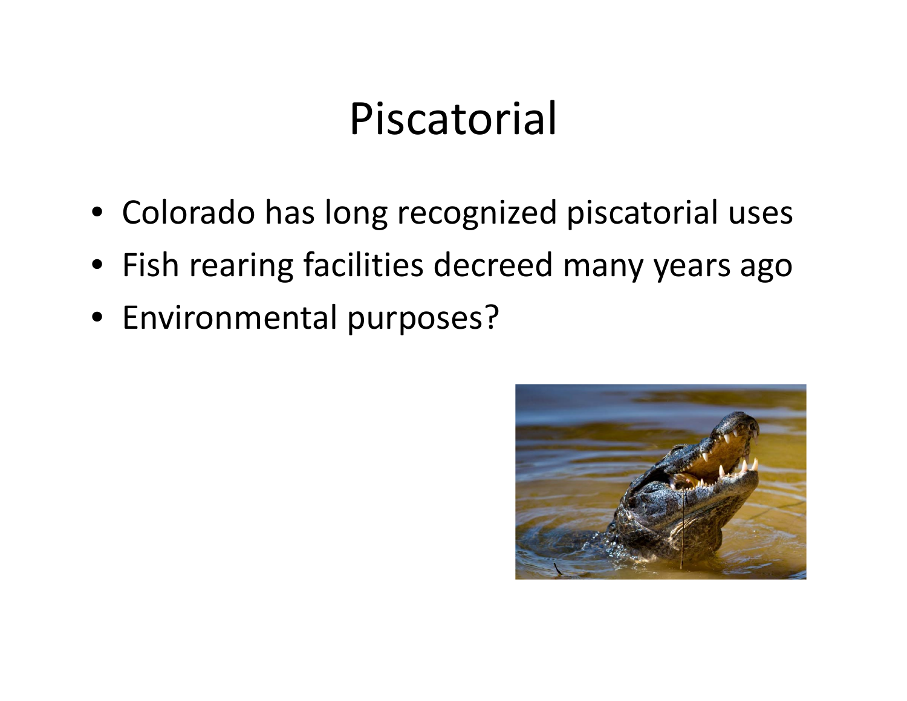# Piscatorial

- Colorado has long recognized piscatorial uses
- Fish rearing facilities decreed many years ago
- Environmental purposes?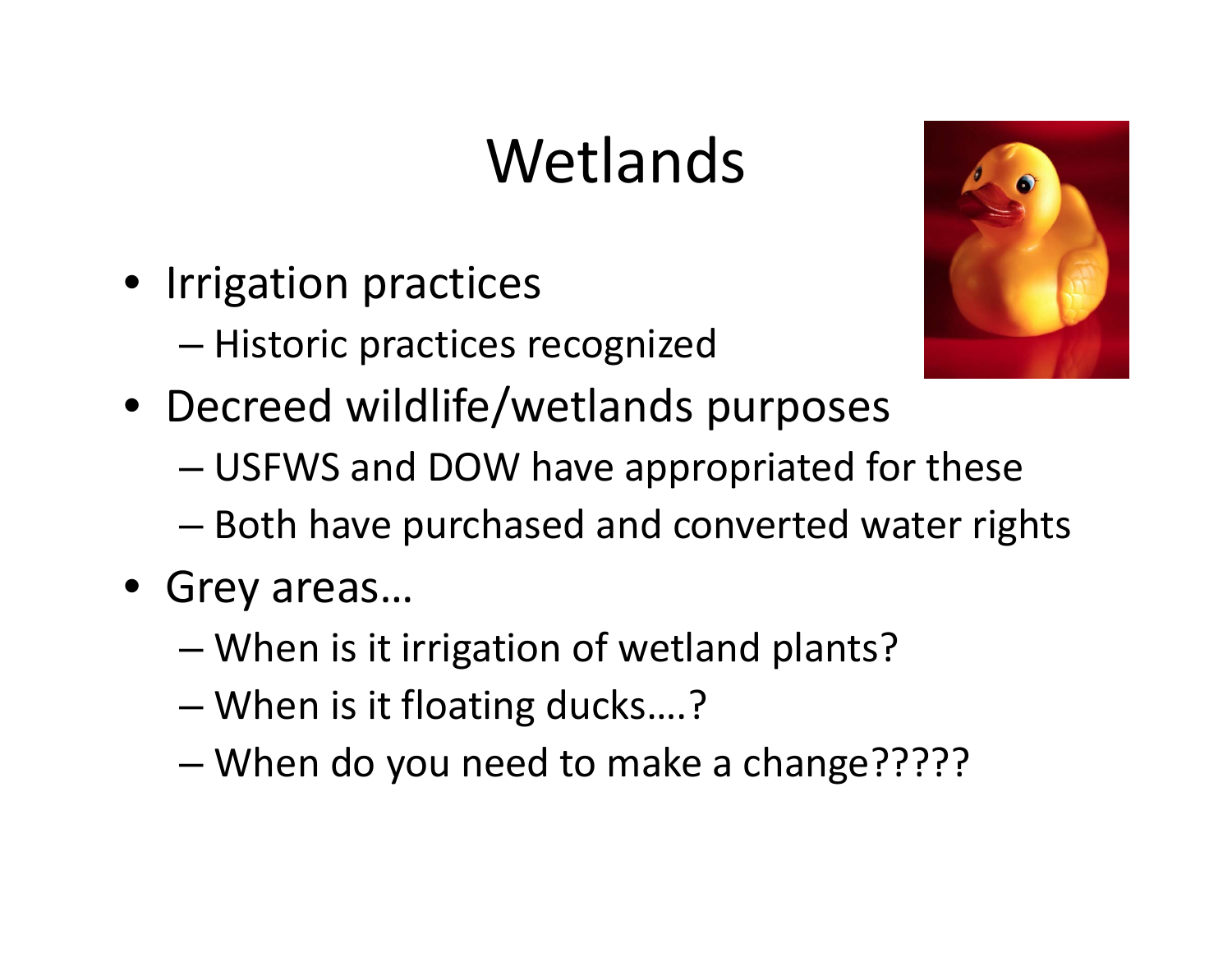# Wetlands

- Irrigation practices
  - Historic practices recognized
- Decreed wildlife/wetlands purposes
  - USFWS and DOW have appropriated for these
  - Both have purchased and converted water rights
- Grey areas…
  - When is it irrigation of wetland plants?
  - When is it floating ducks….?
  - When do you need to make a change?????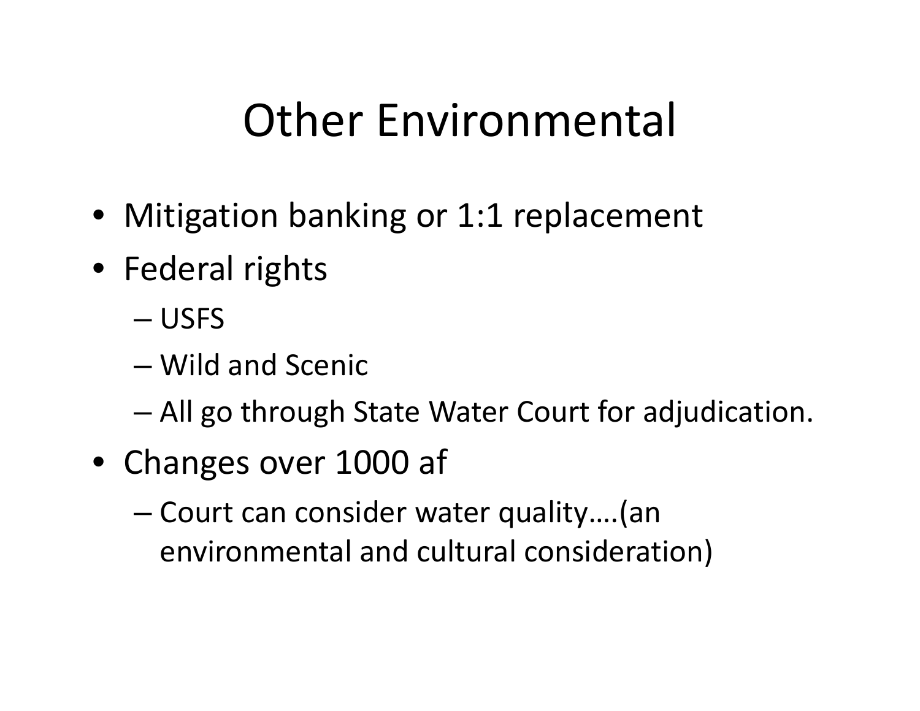# Other Environmental

- Mitigation banking or 1:1 replacement
- Federal rights
  - USFS
  - Wild and Scenic
  - All go through State Water Court for adjudication.
- Changes over 1000 af
  - Court can consider water quality….(an environmental and cultural consideration)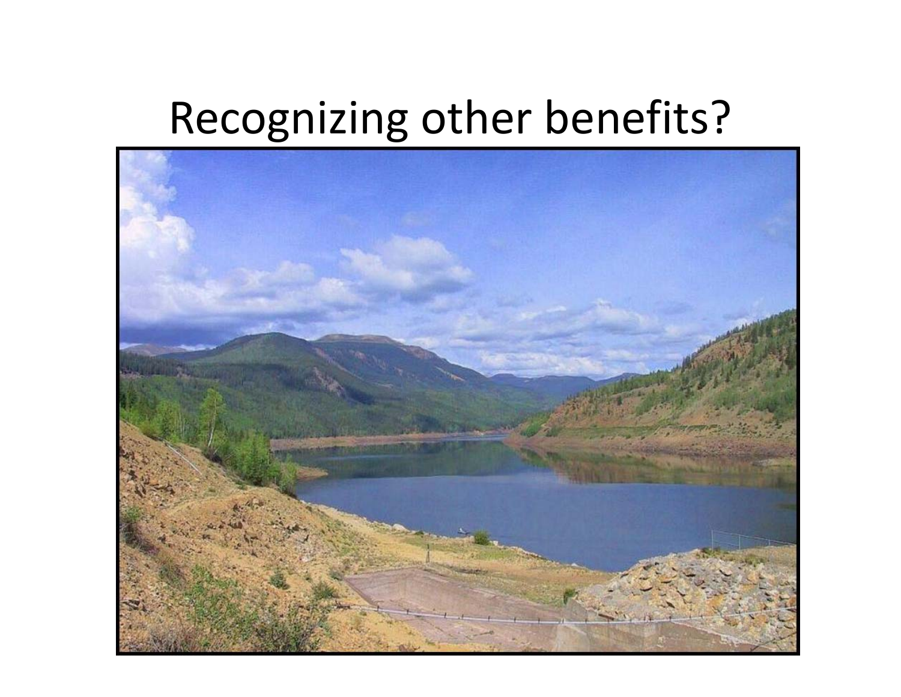# Recognizing other benefits?